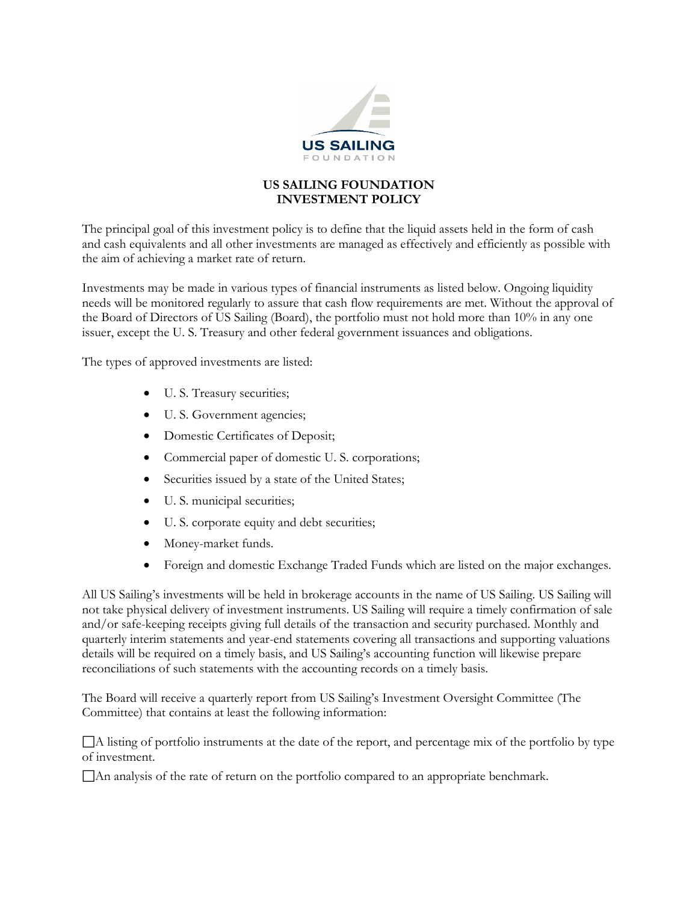# US SAILING FOUNDATION
# INVESTMENT POLICY

The principal goal of this investment policy is to define that the liquid assets held in the form of cash and cash equivalents and all other investments are managed as effectively and efficiently as possible with the aim of achieving a market rate of return.

Investments may be made in various types of financial instruments as listed below. Ongoing liquidity needs will be monitored regularly to assure that cash flow requirements are met. Without the approval of the Board of Directors of US Sailing (Board), the portfolio must not hold more than 10% in any one issuer, except the U. S. Treasury and other federal government issuances and obligations.

The types of approved investments are listed:

- U. S. Treasury securities;
- U. S. Government agencies;
- Domestic Certificates of Deposit;
- Commercial paper of domestic U. S. corporations;
- Securities issued by a state of the United States;
- U. S. municipal securities;
- U. S. corporate equity and debt securities;
- Money-market funds.
- Foreign and domestic Exchange Traded Funds which are listed on the major exchanges.

All US Sailing's investments will be held in brokerage accounts in the name of US Sailing. US Sailing will not take physical delivery of investment instruments. US Sailing will require a timely confirmation of sale and/or safe-keeping receipts giving full details of the transaction and security purchased. Monthly and quarterly interim statements and year-end statements covering all transactions and supporting valuations details will be required on a timely basis, and US Sailing's accounting function will likewise prepare reconciliations of such statements with the accounting records on a timely basis.

The Board will receive a quarterly report from US Sailing's Investment Oversight Committee (The Committee) that contains at least the following information:

- ☐ A listing of portfolio instruments at the date of the report, and percentage mix of the portfolio by type of investment.
- ☐ An analysis of the rate of return on the portfolio compared to an appropriate benchmark.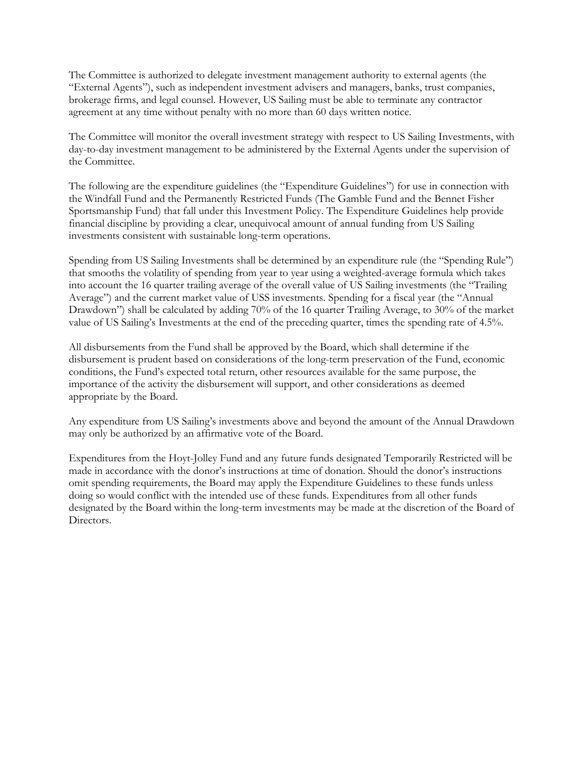The Committee is authorized to delegate investment management authority to external agents (the "External Agents"), such as independent investment advisers and managers, banks, trust companies, brokerage firms, and legal counsel. However, US Sailing must be able to terminate any contractor agreement at any time without penalty with no more than 60 days written notice.

The Committee will monitor the overall investment strategy with respect to US Sailing Investments, with day-to-day investment management to be administered by the External Agents under the supervision of the Committee.

The following are the expenditure guidelines (the "Expenditure Guidelines") for use in connection with the Windfall Fund and the Permanently Restricted Funds (The Gamble Fund and the Bennet Fisher Sportsmanship Fund) that fall under this Investment Policy. The Expenditure Guidelines help provide financial discipline by providing a clear, unequivocal amount of annual funding from US Sailing investments consistent with sustainable long-term operations.

Spending from US Sailing Investments shall be determined by an expenditure rule (the "Spending Rule") that smooths the volatility of spending from year to year using a weighted-average formula which takes into account the 16 quarter trailing average of the overall value of US Sailing investments (the "Trailing Average") and the current market value of USS investments. Spending for a fiscal year (the "Annual Drawdown") shall be calculated by adding 70% of the 16 quarter Trailing Average, to 30% of the market value of US Sailing's Investments at the end of the preceding quarter, times the spending rate of 4.5%.

All disbursements from the Fund shall be approved by the Board, which shall determine if the disbursement is prudent based on considerations of the long-term preservation of the Fund, economic conditions, the Fund's expected total return, other resources available for the same purpose, the importance of the activity the disbursement will support, and other considerations as deemed appropriate by the Board.

Any expenditure from US Sailing's investments above and beyond the amount of the Annual Drawdown may only be authorized by an affirmative vote of the Board.

Expenditures from the Hoyt-Jolley Fund and any future funds designated Temporarily Restricted will be made in accordance with the donor's instructions at time of donation. Should the donor's instructions omit spending requirements, the Board may apply the Expenditure Guidelines to these funds unless doing so would conflict with the intended use of these funds. Expenditures from all other funds designated by the Board within the long-term investments may be made at the discretion of the Board of Directors.